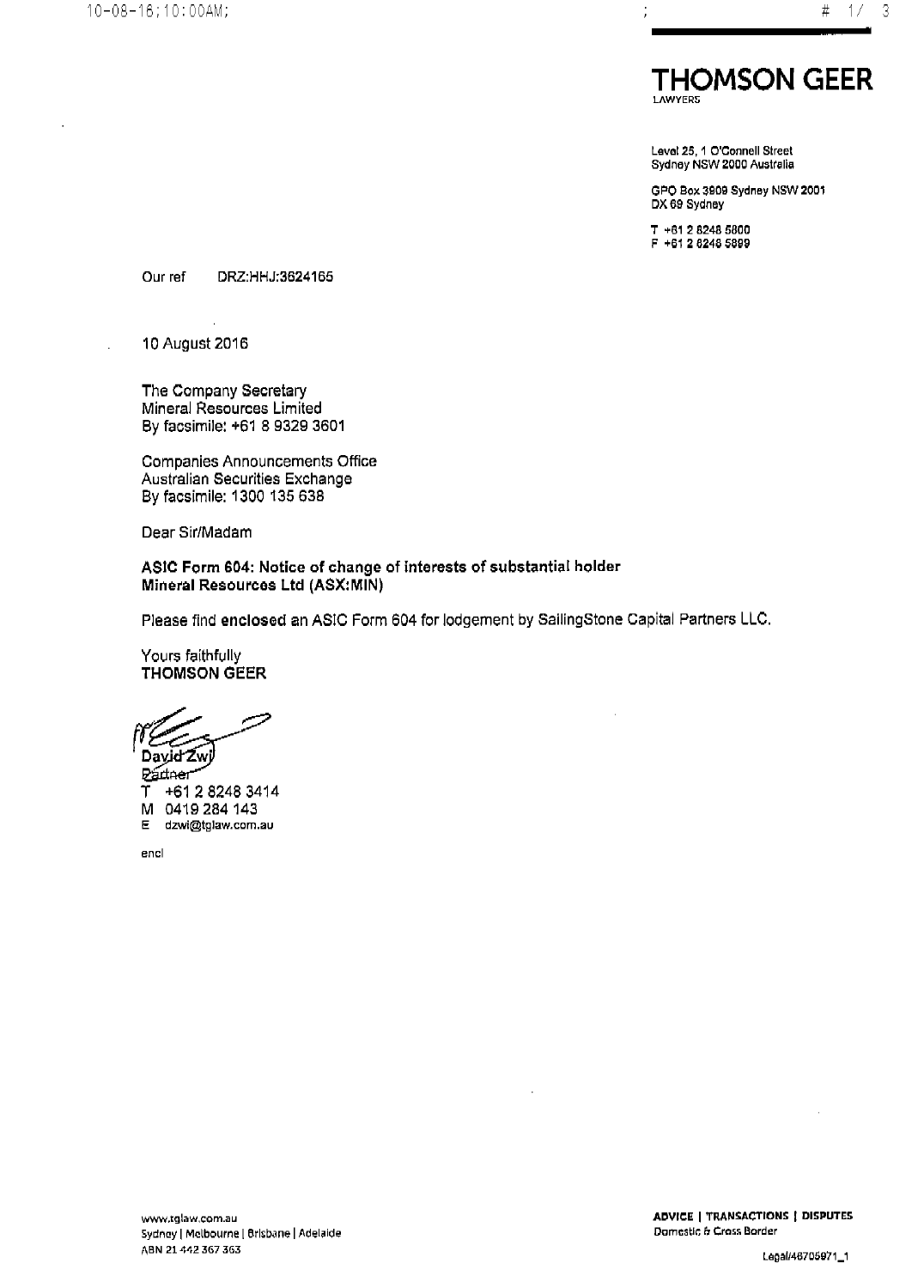# THOMSON GEER

LAWYERS

Level 25, 1 O'Connell Street
Sydney NSW 2000 Australia

GPO Box 3909 Sydney NSW 2001
DX 69 Sydney

T +61 2 8248 5800
F +61 2 8248 5899

Our ref DRZ:HHJ:3624165

10 August 2016

The Company Secretary
Mineral Resources Limited
By facsimile: +61 8 9329 3601

Companies Announcements Office
Australian Securities Exchange
By facsimile: 1300 135 638

Dear Sir/Madam

**ASIC Form 604: Notice of change of interests of substantial holder**
**Mineral Resources Ltd (ASX:MIN)**

Please find enclosed an ASIC Form 604 for lodgement by SailingStone Capital Partners LLC.

Yours faithfully
**THOMSON GEER**

David Zwi
Partner
T +61 2 8248 3414
M 0419 284 143
E dzwi@tglaw.com.au

encl

www.tglaw.com.au
Sydney | Melbourne | Brisbane | Adelaide
ABN 21 442 367 363

**ADVICE | TRANSACTIONS | DISPUTES**
Domestic & Cross Border

Legal/46705971_1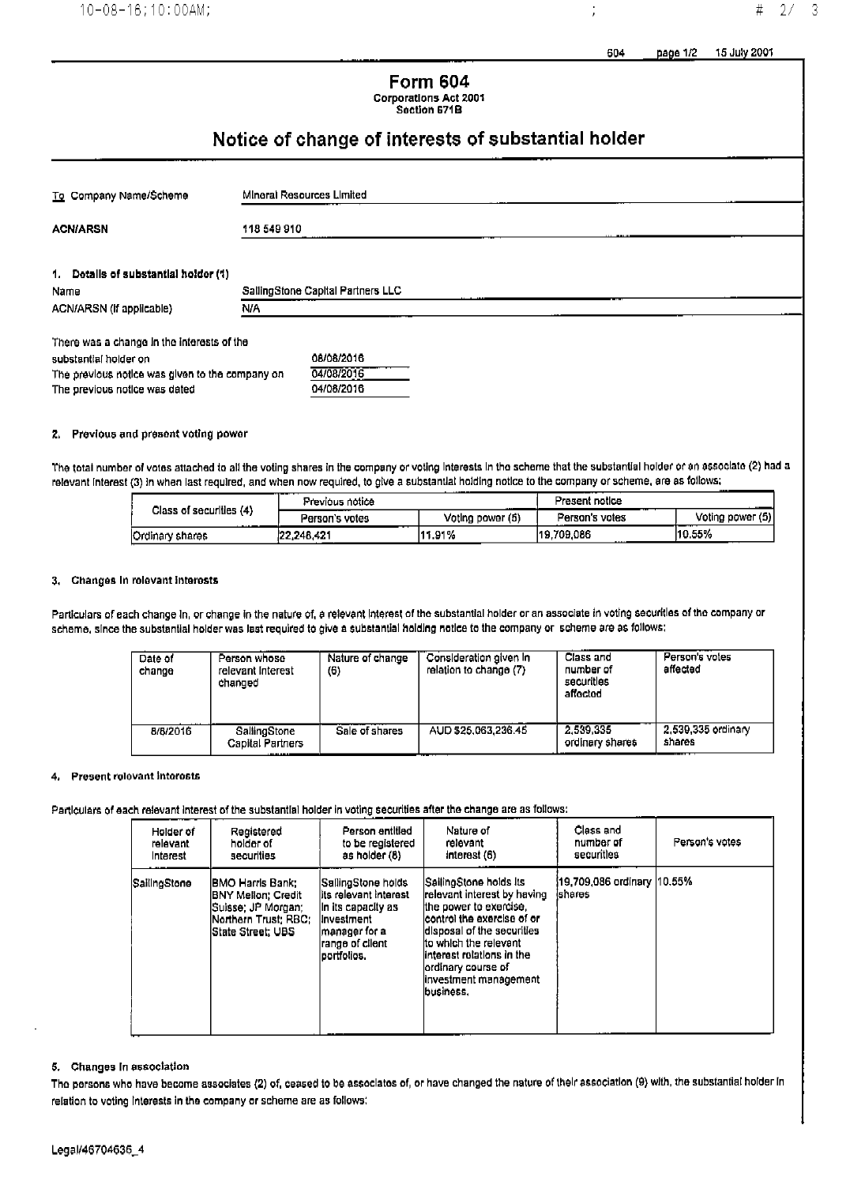# Form 604

**Corporations Act 2001**
**Section 671B**

## Notice of change of interests of substantial holder

| | |
|---|---|
| To Company Name/Scheme | Mineral Resources Limited |
| ACN/ARSN | 118 549 910 |

### 1. Details of substantial holder (1)

| | |
|---|---|
| Name | SailingStone Capital Partners LLC |
| ACN/ARSN (if applicable) | N/A |

| | |
|---|---|
| There was a change in the interests of the substantial holder on | 08/08/2016 |
| The previous notice was given to the company on | 04/08/2016 |
| The previous notice was dated | 04/08/2016 |

### 2. Previous and present voting power

The total number of votes attached to all the voting shares in the company or voting interests in the scheme that the substantial holder or an associate (2) had a relevant interest (3) in when last required, and when now required, to give a substantial holding notice to the company or scheme, are as follows:

| Class of securities (4) | Previous notice | | Present notice | |
|---|---|---|---|---|
| | Person's votes | Voting power (5) | Person's votes | Voting power (5) |
| Ordinary shares | 22,248,421 | 11.91% | 19,709,086 | 10.55% |

### 3. Changes in relevant interests

Particulars of each change in, or change in the nature of, a relevant interest of the substantial holder or an associate in voting securities of the company or scheme, since the substantial holder was last required to give a substantial holding notice to the company or scheme are as follows:

| Date of change | Person whose relevant interest changed | Nature of change (6) | Consideration given in relation to change (7) | Class and number of securities affected | Person's votes affected |
|---|---|---|---|---|---|
| 8/8/2016 | SailingStone Capital Partners | Sale of shares | AUD $25,063,236.45 | 2,539,335 ordinary shares | 2,539,335 ordinary shares |

### 4. Present relevant interests

Particulars of each relevant interest of the substantial holder in voting securities after the change are as follows:

| Holder of relevant interest | Registered holder of securities | Person entitled to be registered as holder (8) | Nature of relevant interest (6) | Class and number of securities | Person's votes |
|---|---|---|---|---|---|
| SailingStone | BMO Harris Bank; BNY Mellon; Credit Suisse; JP Morgan; Northern Trust; RBC; State Street; UBS | SailingStone holds its relevant interest in its capacity as investment manager for a range of client portfolios. | SailingStone holds its relevant interest by having the power to exercise, control the exercise of or disposal of the securities to which the relevant interest relations in the ordinary course of investment management business. | 19,709,086 ordinary shares | 10.55% |

### 5. Changes in association

The persons who have become associates (2) of, ceased to be associates of, or have changed the nature of their association (9) with, the substantial holder in relation to voting interests in the company or scheme are as follows:

Legal/46704635_4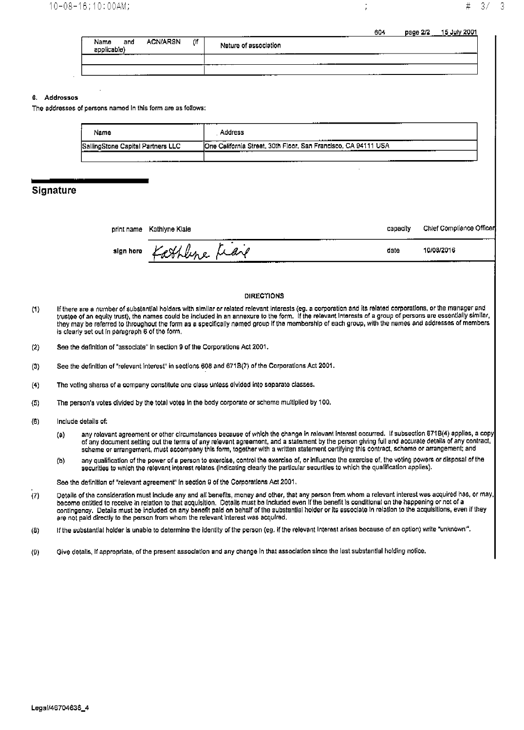| Name and ACN/ARSN (if applicable) | Nature of association |
|---|---|
| | |
| | |

## 6. Addresses

The addresses of persons named in this form are as follows:

| Name | Address |
|---|---|
| SailingStone Capital Partners LLC | One California Street, 30th Floor, San Francisco, CA 94111 USA |
| | |

## Signature

| | | | |
|---|---|---|---|
| print name | Kathlyne Kiaie | capacity | Chief Compliance Officer |
| sign here | Kathlyne Kiaie | date | 10/08/2016 |

### DIRECTIONS

(1) If there are a number of substantial holders with similar or related relevant interests (eg. a corporation and its related corporations, or the manager and trustee of an equity trust), the names could be included in an annexure to the form. If the relevant interests of a group of persons are essentially similar, they may be referred to throughout the form as a specifically named group if the membership of each group, with the names and addresses of members is clearly set out in paragraph 6 of the form.

(2) See the definition of "associate" in section 9 of the Corporations Act 2001.

(3) See the definition of "relevant interest" in sections 608 and 671B(7) of the Corporations Act 2001.

(4) The voting shares of a company constitute one class unless divided into separate classes.

(5) The person's votes divided by the total votes in the body corporate or scheme multiplied by 100.

(6) Include details of:

(a) any relevant agreement or other circumstances because of which the change in relevant interest occurred. If subsection 671B(4) applies, a copy of any document setting out the terms of any relevant agreement, and a statement by the person giving full and accurate details of any contract, scheme or arrangement, must accompany this form, together with a written statement certifying this contract, scheme or arrangement; and

(b) any qualification of the power of a person to exercise, control the exercise of, or influence the exercise of, the voting powers or disposal of the securities to which the relevant interest relates (indicating clearly the particular securities to which the qualification applies).

See the definition of "relevant agreement" in section 9 of the Corporations Act 2001.

(7) Details of the consideration must include any and all benefits, money and other, that any person from whom a relevant interest was acquired has, or may, become entitled to receive in relation to that acquisition. Details must be included even if the benefit is conditional on the happening or not of a contingency. Details must be included on any benefit paid on behalf of the substantial holder or its associate in relation to the acquisitions, even if they are not paid directly to the person from whom the relevant interest was acquired.

(8) If the substantial holder is unable to determine the identity of the person (eg. if the relevant interest arises because of an option) write "unknown".

(9) Give details, if appropriate, of the present association and any change in that association since the last substantial holding notice.

Legal/46704636_4